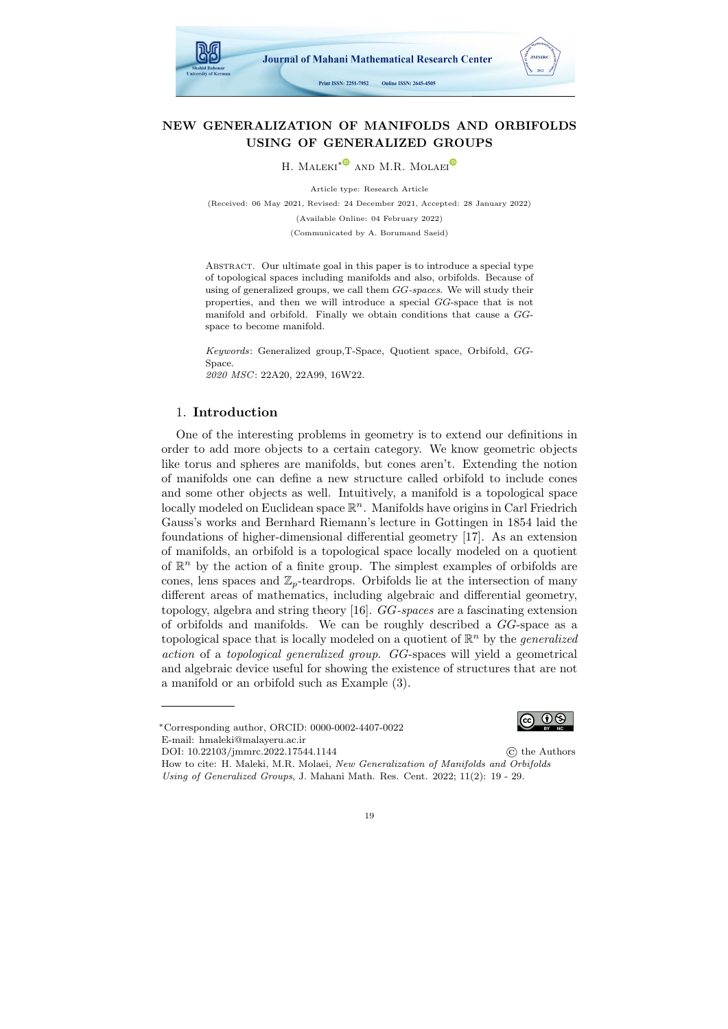# NEW GENERALIZATION OF MANIFOLDS AND ORBIFOLDS USING OF GENERALIZED GROUPS

H. Maleki* and M.R. Molaei

Article type: Research Article

(Received: 06 May 2021, Revised: 24 December 2021, Accepted: 28 January 2022)

(Available Online: 04 February 2022)

(Communicated by A. Borumand Saeid)

Abstract. Our ultimate goal in this paper is to introduce a special type of topological spaces including manifolds and also, orbifolds. Because of using of generalized groups, we call them *GG-spaces*. We will study their properties, and then we will introduce a special *GG*-space that is not manifold and orbifold. Finally we obtain conditions that cause a *GG*-space to become manifold.

*Keywords*: Generalized group,T-Space, Quotient space, Orbifold, *GG*-Space.

*2020 MSC*: 22A20, 22A99, 16W22.

## 1. Introduction

One of the interesting problems in geometry is to extend our definitions in order to add more objects to a certain category. We know geometric objects like torus and spheres are manifolds, but cones aren't. Extending the notion of manifolds one can define a new structure called orbifold to include cones and some other objects as well. Intuitively, a manifold is a topological space locally modeled on Euclidean space $\mathbb{R}^n$. Manifolds have origins in Carl Friedrich Gauss's works and Bernhard Riemann's lecture in Gottingen in 1854 laid the foundations of higher-dimensional differential geometry [17]. As an extension of manifolds, an orbifold is a topological space locally modeled on a quotient of $\mathbb{R}^n$ by the action of a finite group. The simplest examples of orbifolds are cones, lens spaces and $\mathbb{Z}_p$-teardrops. Orbifolds lie at the intersection of many different areas of mathematics, including algebraic and differential geometry, topology, algebra and string theory [16]. *GG-spaces* are a fascinating extension of orbifolds and manifolds. We can be roughly described a *GG*-space as a topological space that is locally modeled on a quotient of $\mathbb{R}^n$ by the *generalized action* of a *topological generalized group*. *GG*-spaces will yield a geometrical and algebraic device useful for showing the existence of structures that are not a manifold or an orbifold such as Example (3).

---

*Corresponding author, ORCID: 0000-0002-4407-0022
E-mail: hmaleki@malayeru.ac.ir
DOI: 10.22103/jmmrc.2022.17544.1144
© the Authors
How to cite: H. Maleki, M.R. Molaei, *New Generalization of Manifolds and Orbifolds Using of Generalized Groups*, J. Mahani Math. Res. Cent. 2022; 11(2): 19 - 29.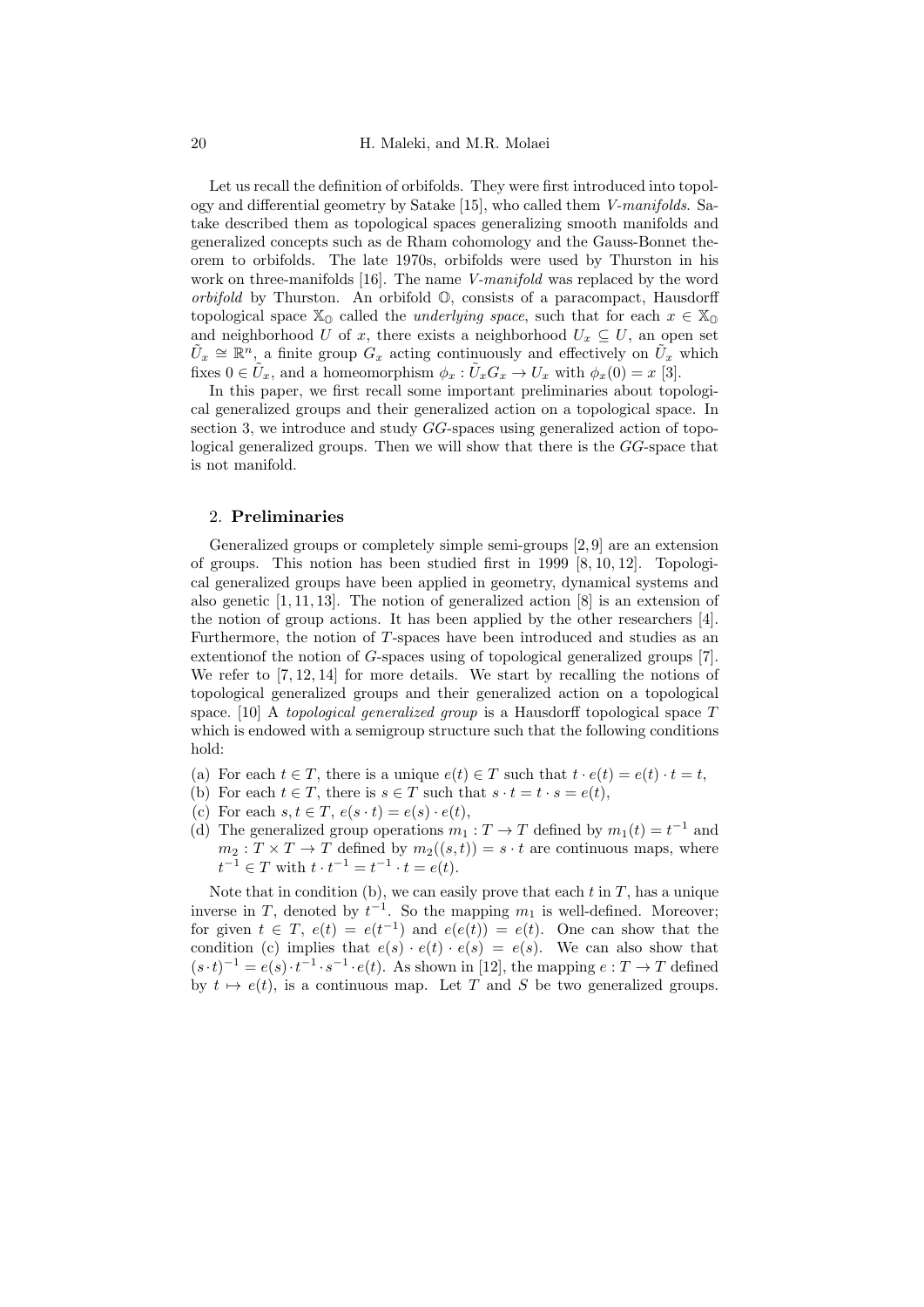Let us recall the definition of orbifolds. They were first introduced into topology and differential geometry by Satake [15], who called them *V-manifolds*. Satake described them as topological spaces generalizing smooth manifolds and generalized concepts such as de Rham cohomology and the Gauss-Bonnet theorem to orbifolds. The late 1970s, orbifolds were used by Thurston in his work on three-manifolds [16]. The name *V-manifold* was replaced by the word *orbifold* by Thurston. An orbifold $\mathbb{O}$, consists of a paracompact, Hausdorff topological space $\mathbb{X}_{\mathbb{O}}$ called the *underlying space*, such that for each $x \in \mathbb{X}_{\mathbb{O}}$ and neighborhood $U$ of $x$, there exists a neighborhood $U_x \subseteq U$, an open set $\tilde{U}_x \cong \mathbb{R}^n$, a finite group $G_x$ acting continuously and effectively on $\tilde{U}_x$ which fixes $0 \in \tilde{U}_x$, and a homeomorphism $\phi_x : \tilde{U}_x G_x \to U_x$ with $\phi_x(0) = x$ [3].

In this paper, we first recall some important preliminaries about topological generalized groups and their generalized action on a topological space. In section 3, we introduce and study $GG$-spaces using generalized action of topological generalized groups. Then we will show that there is the $GG$-space that is not manifold.

## 2. Preliminaries

Generalized groups or completely simple semi-groups [2, 9] are an extension of groups. This notion has been studied first in 1999 [8, 10, 12]. Topological generalized groups have been applied in geometry, dynamical systems and also genetic [1, 11, 13]. The notion of generalized action [8] is an extension of the notion of group actions. It has been applied by the other researchers [4]. Furthermore, the notion of $T$-spaces have been introduced and studies as an extentionof the notion of $G$-spaces using of topological generalized groups [7]. We refer to [7, 12, 14] for more details. We start by recalling the notions of topological generalized groups and their generalized action on a topological space. [10] A *topological generalized group* is a Hausdorff topological space $T$ which is endowed with a semigroup structure such that the following conditions hold:

(a) For each $t \in T$, there is a unique $e(t) \in T$ such that $t \cdot e(t) = e(t) \cdot t = t$,
(b) For each $t \in T$, there is $s \in T$ such that $s \cdot t = t \cdot s = e(t)$,
(c) For each $s, t \in T$, $e(s \cdot t) = e(s) \cdot e(t)$,
(d) The generalized group operations $m_1 : T \to T$ defined by $m_1(t) = t^{-1}$ and $m_2 : T \times T \to T$ defined by $m_2((s, t)) = s \cdot t$ are continuous maps, where $t^{-1} \in T$ with $t \cdot t^{-1} = t^{-1} \cdot t = e(t)$.

Note that in condition (b), we can easily prove that each $t$ in $T$, has a unique inverse in $T$, denoted by $t^{-1}$. So the mapping $m_1$ is well-defined. Moreover; for given $t \in T$, $e(t) = e(t^{-1})$ and $e(e(t)) = e(t)$. One can show that the condition (c) implies that $e(s) \cdot e(t) \cdot e(s) = e(s)$. We can also show that $(s \cdot t)^{-1} = e(s) \cdot t^{-1} \cdot s^{-1} \cdot e(t)$. As shown in [12], the mapping $e : T \to T$ defined by $t \mapsto e(t)$, is a continuous map. Let $T$ and $S$ be two generalized groups.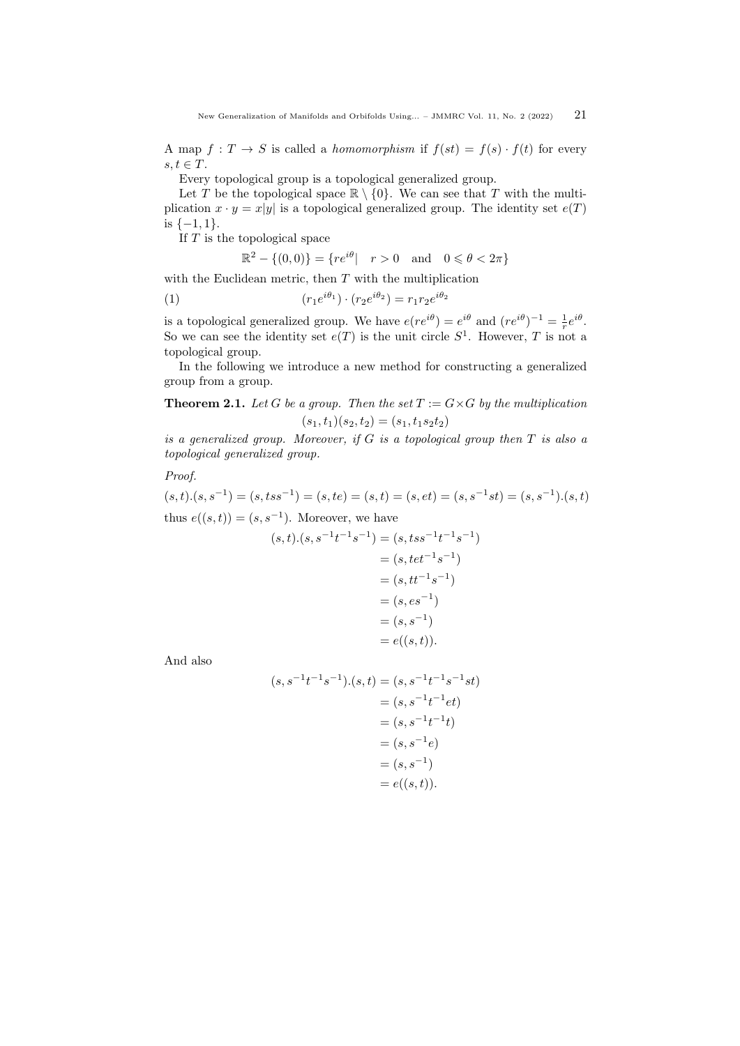A map $f : T \to S$ is called a *homomorphism* if $f(st) = f(s) \cdot f(t)$ for every $s, t \in T$.

Every topological group is a topological generalized group.

Let $T$ be the topological space $\mathbb{R} \setminus \{0\}$. We can see that $T$ with the multiplication $x \cdot y = x|y|$ is a topological generalized group. The identity set $e(T)$ is $\{-1, 1\}$.

If $T$ is the topological space

$$\mathbb{R}^2 - \{(0,0)\} = \{re^{i\theta} | \quad r > 0 \quad \text{and} \quad 0 \leqslant \theta < 2\pi\}$$

with the Euclidean metric, then $T$ with the multiplication

$$(r_1 e^{i\theta_1}) \cdot (r_2 e^{i\theta_2}) = r_1 r_2 e^{i\theta_2} \tag{1}$$

is a topological generalized group. We have $e(re^{i\theta}) = e^{i\theta}$ and $(re^{i\theta})^{-1} = \frac{1}{r} e^{i\theta}$. So we can see the identity set $e(T)$ is the unit circle $S^1$. However, $T$ is not a topological group.

In the following we introduce a new method for constructing a generalized group from a group.

**Theorem 2.1.** *Let $G$ be a group. Then the set $T := G \times G$ by the multiplication*

$$(s_1, t_1)(s_2, t_2) = (s_1, t_1 s_2 t_2)$$

*is a generalized group. Moreover, if $G$ is a topological group then $T$ is also a topological generalized group.*

*Proof.*

$$(s,t).(s,s^{-1}) = (s, tss^{-1}) = (s, te) = (s,t) = (s, et) = (s, s^{-1}st) = (s, s^{-1}).(s,t)$$

thus $e((s,t)) = (s, s^{-1})$. Moreover, we have

$$\begin{aligned}
(s,t).(s, s^{-1}t^{-1}s^{-1}) &= (s, tss^{-1}t^{-1}s^{-1}) \\
&= (s, tet^{-1}s^{-1}) \\
&= (s, tt^{-1}s^{-1}) \\
&= (s, es^{-1}) \\
&= (s, s^{-1}) \\
&= e((s,t)).
\end{aligned}$$

And also

$$\begin{aligned}
(s, s^{-1}t^{-1}s^{-1}).(s,t) &= (s, s^{-1}t^{-1}s^{-1}st) \\
&= (s, s^{-1}t^{-1}et) \\
&= (s, s^{-1}t^{-1}t) \\
&= (s, s^{-1}e) \\
&= (s, s^{-1}) \\
&= e((s,t)).
\end{aligned}$$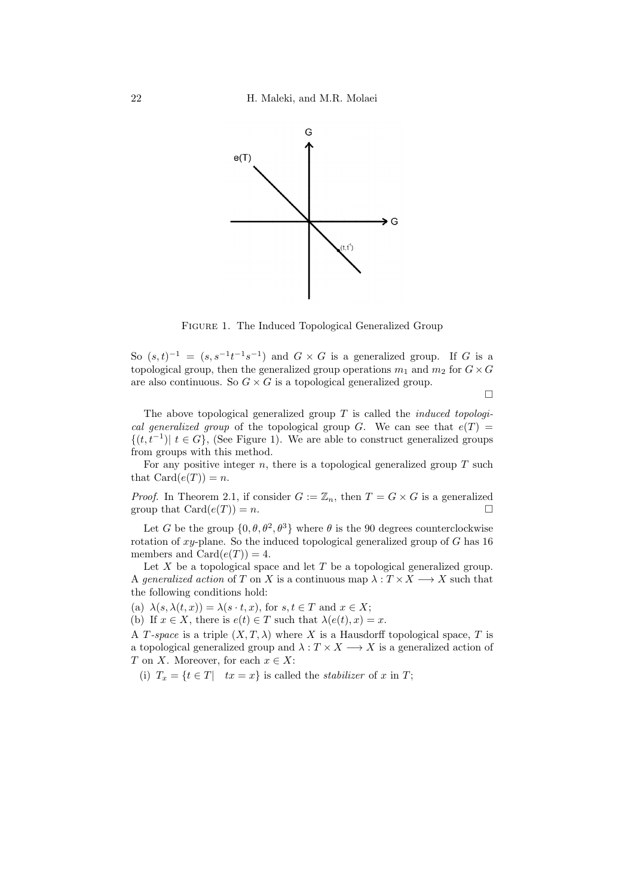FIGURE 1. The Induced Topological Generalized Group

So $(s,t)^{-1} = (s, s^{-1}t^{-1}s^{-1})$ and $G \times G$ is a generalized group. If $G$ is a topological group, then the generalized group operations $m_1$ and $m_2$ for $G \times G$ are also continuous. So $G \times G$ is a topological generalized group.

□

The above topological generalized group $T$ is called the *induced topological generalized group* of the topological group $G$. We can see that $e(T) = \{(t, t^{-1}) |\ t \in G\}$, (See Figure 1). We are able to construct generalized groups from groups with this method.

For any positive integer $n$, there is a topological generalized group $T$ such that $\mathrm{Card}(e(T)) = n$.

*Proof.* In Theorem 2.1, if consider $G := \mathbb{Z}_n$, then $T = G \times G$ is a generalized group that $\mathrm{Card}(e(T)) = n$. □

Let $G$ be the group $\{0, \theta, \theta^2, \theta^3\}$ where $\theta$ is the 90 degrees counterclockwise rotation of $xy$-plane. So the induced topological generalized group of $G$ has 16 members and $\mathrm{Card}(e(T)) = 4$.

Let $X$ be a topological space and let $T$ be a topological generalized group. A *generalized action* of $T$ on $X$ is a continuous map $\lambda : T \times X \longrightarrow X$ such that the following conditions hold:

(a) $\lambda(s, \lambda(t, x)) = \lambda(s \cdot t, x)$, for $s, t \in T$ and $x \in X$;
(b) If $x \in X$, there is $e(t) \in T$ such that $\lambda(e(t), x) = x$.

A *T-space* is a triple $(X, T, \lambda)$ where $X$ is a Hausdorff topological space, $T$ is a topological generalized group and $\lambda : T \times X \longrightarrow X$ is a generalized action of $T$ on $X$. Moreover, for each $x \in X$:

(i) $T_x = \{t \in T |\quad tx = x\}$ is called the *stabilizer* of $x$ in $T$;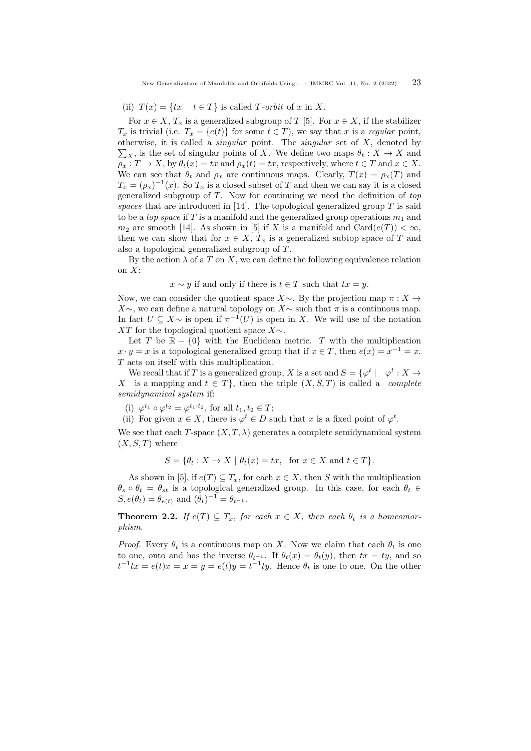(ii) $T(x) = \{tx| \quad t \in T\}$ is called $T$-*orbit* of $x$ in $X$.

For $x \in X$, $T_x$ is a generalized subgroup of $T$ [5]. For $x \in X$, if the stabilizer $T_x$ is trivial (i.e. $T_x = \{e(t)\}$ for some $t \in T$), we say that $x$ is a *regular* point, otherwise, it is called a *singular* point. The *singular* set of $X$, denoted by $\sum_X$, is the set of singular points of $X$. We define two maps $\theta_t : X \to X$ and $\rho_x : T \to X$, by $\theta_t(x) = tx$ and $\rho_x(t) = tx$, respectively, where $t \in T$ and $x \in X$. We can see that $\theta_t$ and $\rho_x$ are continuous maps. Clearly, $T(x) = \rho_x(T)$ and $T_x = (\rho_x)^{-1}(x)$. So $T_x$ is a closed subset of $T$ and then we can say it is a closed generalized subgroup of $T$. Now for continuing we need the definition of *top spaces* that are introduced in [14]. The topological generalized group $T$ is said to be a *top space* if $T$ is a manifold and the generalized group operations $m_1$ and $m_2$ are smooth [14]. As shown in [5] if $X$ is a manifold and $\text{Card}(e(T)) < \infty$, then we can show that for $x \in X$, $T_x$ is a generalized subtop space of $T$ and also a topological generalized subgroup of $T$.

By the action $\lambda$ of a $T$ on $X$, we can define the following equivalence relation on $X$:

$$x \sim y \text{ if and only if there is } t \in T \text{ such that } tx = y.$$

Now, we can consider the quotient space $X\sim$. By the projection map $\pi : X \to X\sim$, we can define a natural topology on $X\sim$ such that $\pi$ is a continuous map. In fact $U \subseteq X\sim$ is open if $\pi^{-1}(U)$ is open in $X$. We will use of the notation $XT$ for the topological quotient space $X\sim$.

Let $T$ be $\mathbb{R} - \{0\}$ with the Euclidean metric. $T$ with the multiplication $x \cdot y = x$ is a topological generalized group that if $x \in T$, then $e(x) = x^{-1} = x$. $T$ acts on itself with this multiplication.

We recall that if $T$ is a generalized group, $X$ is a set and $S = \{\varphi^t \mid \quad \varphi^t : X \to X \quad \text{is a mapping and } t \in T\}$, then the triple $(X, S, T)$ is called a *complete semidynamical system* if:

(i) $\varphi^{t_1} \circ \varphi^{t_2} = \varphi^{t_1 \cdot t_2}$, for all $t_1, t_2 \in T$;

(ii) For given $x \in X$, there is $\varphi^t \in D$ such that $x$ is a fixed point of $\varphi^t$.

We see that each $T$-space $(X, T, \lambda)$ generates a complete semidynamical system $(X, S, T)$ where

$$S = \{\theta_t : X \to X \mid \theta_t(x) = tx, \quad \text{for } x \in X \text{ and } t \in T\}.$$

As shown in [5], if $e(T) \subseteq T_x$, for each $x \in X$, then $S$ with the multiplication $\theta_s \circ \theta_t = \theta_{st}$ is a topological generalized group. In this case, for each $\theta_t \in S, e(\theta_t) = \theta_{e(t)}$ and $(\theta_t)^{-1} = \theta_{t^{-1}}$.

**Theorem 2.2.** *If $e(T) \subseteq T_x$, for each $x \in X$, then each $\theta_t$ is a homeomorphism.*

*Proof.* Every $\theta_t$ is a continuous map on $X$. Now we claim that each $\theta_t$ is one to one, onto and has the inverse $\theta_{t^{-1}}$. If $\theta_t(x) = \theta_t(y)$, then $tx = ty$, and so $t^{-1}tx = e(t)x = x = y = e(t)y = t^{-1}ty$. Hence $\theta_t$ is one to one. On the other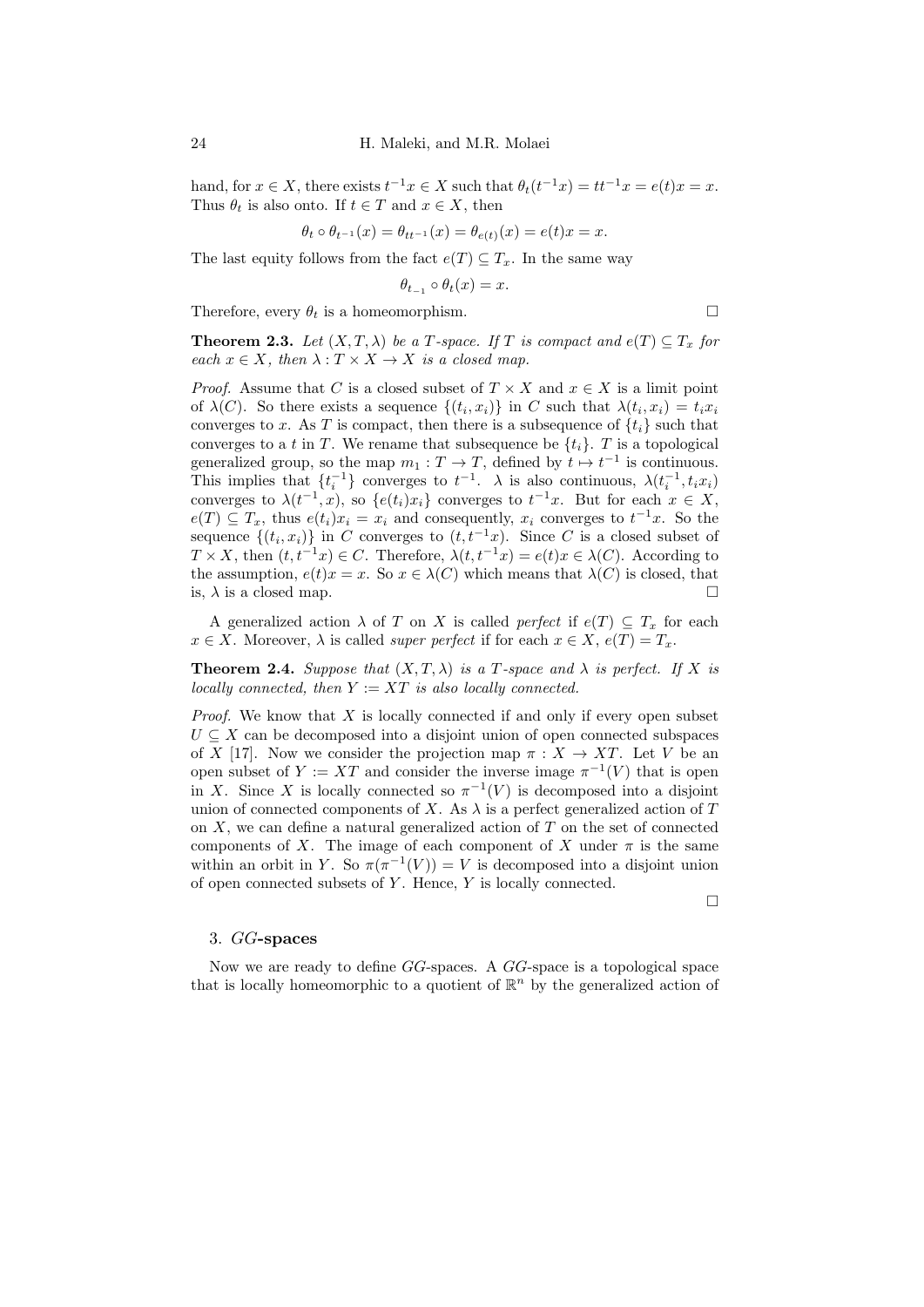hand, for $x \in X$, there exists $t^{-1}x \in X$ such that $\theta_t(t^{-1}x) = tt^{-1}x = e(t)x = x$. Thus $\theta_t$ is also onto. If $t \in T$ and $x \in X$, then

$$\theta_t \circ \theta_{t^{-1}}(x) = \theta_{tt^{-1}}(x) = \theta_{e(t)}(x) = e(t)x = x.$$

The last equity follows from the fact $e(T) \subseteq T_x$. In the same way

$$\theta_{t_{-1}} \circ \theta_t(x) = x.$$

Therefore, every $\theta_t$ is a homeomorphism. □

**Theorem 2.3.** *Let $(X, T, \lambda)$ be a $T$-space. If $T$ is compact and $e(T) \subseteq T_x$ for each $x \in X$, then $\lambda : T \times X \to X$ is a closed map.*

*Proof.* Assume that $C$ is a closed subset of $T \times X$ and $x \in X$ is a limit point of $\lambda(C)$. So there exists a sequence $\{(t_i, x_i)\}$ in $C$ such that $\lambda(t_i, x_i) = t_i x_i$ converges to $x$. As $T$ is compact, then there is a subsequence of $\{t_i\}$ such that converges to a $t$ in $T$. We rename that subsequence be $\{t_i\}$. $T$ is a topological generalized group, so the map $m_1 : T \to T$, defined by $t \mapsto t^{-1}$ is continuous. This implies that $\{t_i^{-1}\}$ converges to $t^{-1}$. $\lambda$ is also continuous, $\lambda(t_i^{-1}, t_i x_i)$ converges to $\lambda(t^{-1}, x)$, so $\{e(t_i)x_i\}$ converges to $t^{-1}x$. But for each $x \in X$, $e(T) \subseteq T_x$, thus $e(t_i)x_i = x_i$ and consequently, $x_i$ converges to $t^{-1}x$. So the sequence $\{(t_i, x_i)\}$ in $C$ converges to $(t, t^{-1}x)$. Since $C$ is a closed subset of $T \times X$, then $(t, t^{-1}x) \in C$. Therefore, $\lambda(t, t^{-1}x) = e(t)x \in \lambda(C)$. According to the assumption, $e(t)x = x$. So $x \in \lambda(C)$ which means that $\lambda(C)$ is closed, that is, $\lambda$ is a closed map. □

A generalized action $\lambda$ of $T$ on $X$ is called *perfect* if $e(T) \subseteq T_x$ for each $x \in X$. Moreover, $\lambda$ is called *super perfect* if for each $x \in X$, $e(T) = T_x$.

**Theorem 2.4.** *Suppose that $(X, T, \lambda)$ is a $T$-space and $\lambda$ is perfect. If $X$ is locally connected, then $Y := XT$ is also locally connected.*

*Proof.* We know that $X$ is locally connected if and only if every open subset $U \subseteq X$ can be decomposed into a disjoint union of open connected subspaces of $X$ [17]. Now we consider the projection map $\pi : X \to XT$. Let $V$ be an open subset of $Y := XT$ and consider the inverse image $\pi^{-1}(V)$ that is open in $X$. Since $X$ is locally connected so $\pi^{-1}(V)$ is decomposed into a disjoint union of connected components of $X$. As $\lambda$ is a perfect generalized action of $T$ on $X$, we can define a natural generalized action of $T$ on the set of connected components of $X$. The image of each component of $X$ under $\pi$ is the same within an orbit in $Y$. So $\pi(\pi^{-1}(V)) = V$ is decomposed into a disjoint union of open connected subsets of $Y$. Hence, $Y$ is locally connected.

□

## 3. *GG*-spaces

Now we are ready to define *GG*-spaces. A *GG*-space is a topological space that is locally homeomorphic to a quotient of $\mathbb{R}^n$ by the generalized action of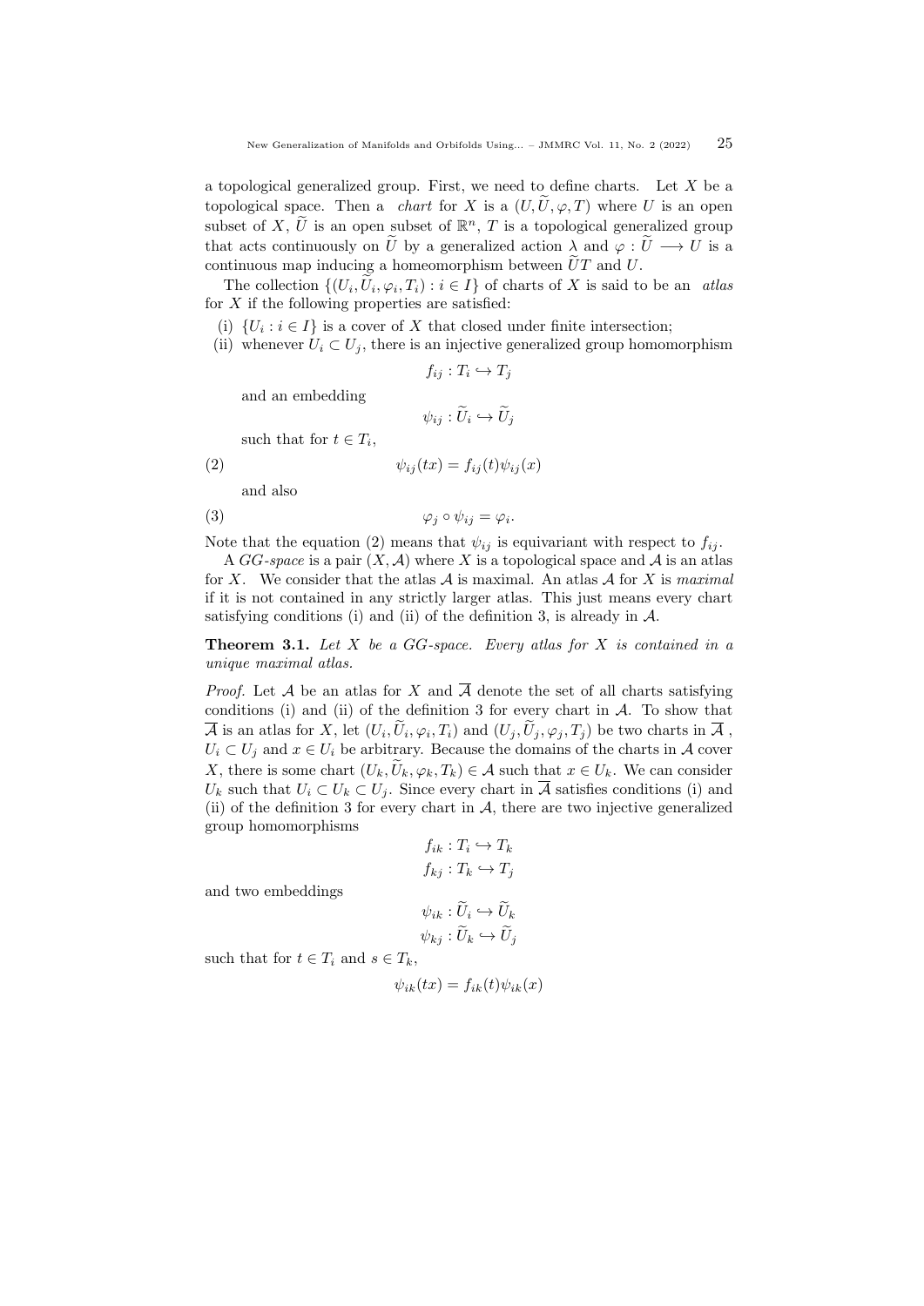a topological generalized group. First, we need to define charts. Let $X$ be a topological space. Then a *chart* for $X$ is a $(U, \widetilde{U}, \varphi, T)$ where $U$ is an open subset of $X$, $\widetilde{U}$ is an open subset of $\mathbb{R}^n$, $T$ is a topological generalized group that acts continuously on $\widetilde{U}$ by a generalized action $\lambda$ and $\varphi : \widetilde{U} \longrightarrow U$ is a continuous map inducing a homeomorphism between $\widetilde{U}T$ and $U$.

The collection $\{(U_i, \widetilde{U}_i, \varphi_i, T_i) : i \in I\}$ of charts of $X$ is said to be an *atlas* for $X$ if the following properties are satisfied:

(i) $\{U_i : i \in I\}$ is a cover of $X$ that closed under finite intersection;

(ii) whenever $U_i \subset U_j$, there is an injective generalized group homomorphism

$$f_{ij} : T_i \hookrightarrow T_j$$

and an embedding

$$\psi_{ij} : \widetilde{U}_i \hookrightarrow \widetilde{U}_j$$

such that for $t \in T_i$,

$$\psi_{ij}(tx) = f_{ij}(t)\psi_{ij}(x) \tag{2}$$

and also

$$\varphi_j \circ \psi_{ij} = \varphi_i. \tag{3}$$

Note that the equation (2) means that $\psi_{ij}$ is equivariant with respect to $f_{ij}$.

A *GG-space* is a pair $(X, \mathcal{A})$ where $X$ is a topological space and $\mathcal{A}$ is an atlas for $X$. We consider that the atlas $\mathcal{A}$ is maximal. An atlas $\mathcal{A}$ for $X$ is *maximal* if it is not contained in any strictly larger atlas. This just means every chart satisfying conditions (i) and (ii) of the definition 3, is already in $\mathcal{A}$.

**Theorem 3.1.** *Let $X$ be a GG-space. Every atlas for $X$ is contained in a unique maximal atlas.*

*Proof.* Let $\mathcal{A}$ be an atlas for $X$ and $\overline{\mathcal{A}}$ denote the set of all charts satisfying conditions (i) and (ii) of the definition 3 for every chart in $\mathcal{A}$. To show that $\overline{\mathcal{A}}$ is an atlas for $X$, let $(U_i, \widetilde{U}_i, \varphi_i, T_i)$ and $(U_j, \widetilde{U}_j, \varphi_j, T_j)$ be two charts in $\overline{\mathcal{A}}$, $U_i \subset U_j$ and $x \in U_i$ be arbitrary. Because the domains of the charts in $\mathcal{A}$ cover $X$, there is some chart $(U_k, \widetilde{U}_k, \varphi_k, T_k) \in \mathcal{A}$ such that $x \in U_k$. We can consider $U_k$ such that $U_i \subset U_k \subset U_j$. Since every chart in $\overline{\mathcal{A}}$ satisfies conditions (i) and (ii) of the definition 3 for every chart in $\mathcal{A}$, there are two injective generalized group homomorphisms

$$f_{ik} : T_i \hookrightarrow T_k$$
$$f_{kj} : T_k \hookrightarrow T_j$$

and two embeddings

$$\psi_{ik} : \widetilde{U}_i \hookrightarrow \widetilde{U}_k$$
$$\psi_{kj} : \widetilde{U}_k \hookrightarrow \widetilde{U}_j$$

such that for $t \in T_i$ and $s \in T_k$,

$$\psi_{ik}(tx) = f_{ik}(t)\psi_{ik}(x)$$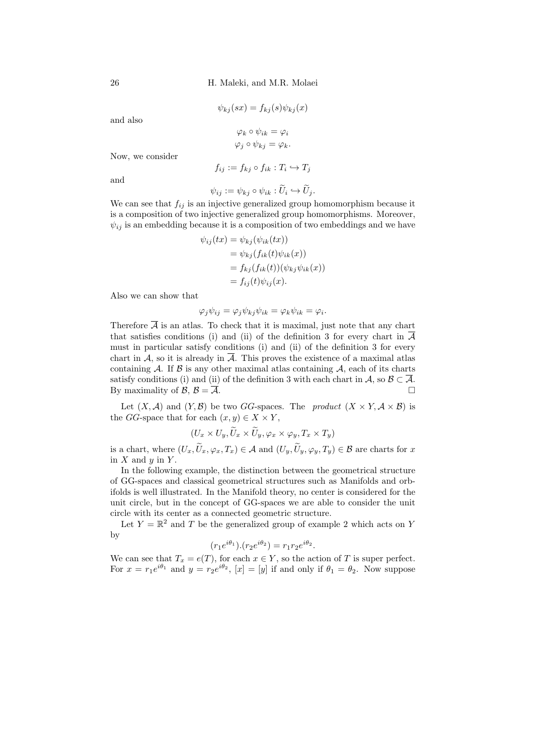$$\psi_{kj}(sx) = f_{kj}(s)\psi_{kj}(x)$$

and also

$$\varphi_k \circ \psi_{ik} = \varphi_i$$
$$\varphi_j \circ \psi_{kj} = \varphi_k.$$

Now, we consider

$$f_{ij} := f_{kj} \circ f_{ik} : T_i \hookrightarrow T_j$$

and

$$\psi_{ij} := \psi_{kj} \circ \psi_{ik} : \widetilde{U}_i \hookrightarrow \widetilde{U}_j.$$

We can see that $f_{ij}$ is an injective generalized group homomorphism because it is a composition of two injective generalized group homomorphisms. Moreover, $\psi_{ij}$ is an embedding because it is a composition of two embeddings and we have

$$\begin{aligned}
\psi_{ij}(tx) &= \psi_{kj}(\psi_{ik}(tx)) \\
&= \psi_{kj}(f_{ik}(t)\psi_{ik}(x)) \\
&= f_{kj}(f_{ik}(t))(\psi_{kj}\psi_{ik}(x)) \\
&= f_{ij}(t)\psi_{ij}(x).
\end{aligned}$$

Also we can show that

$$\varphi_j\psi_{ij} = \varphi_j\psi_{kj}\psi_{ik} = \varphi_k\psi_{ik} = \varphi_i.$$

Therefore $\overline{\mathcal{A}}$ is an atlas. To check that it is maximal, just note that any chart that satisfies conditions (i) and (ii) of the definition 3 for every chart in $\overline{\mathcal{A}}$ must in particular satisfy conditions (i) and (ii) of the definition 3 for every chart in $\mathcal{A}$, so it is already in $\overline{\mathcal{A}}$. This proves the existence of a maximal atlas containing $\mathcal{A}$. If $\mathcal{B}$ is any other maximal atlas containing $\mathcal{A}$, each of its charts satisfy conditions (i) and (ii) of the definition 3 with each chart in $\mathcal{A}$, so $\mathcal{B} \subset \overline{\mathcal{A}}$. By maximality of $\mathcal{B}$, $\mathcal{B} = \overline{\mathcal{A}}$. □

Let $(X, \mathcal{A})$ and $(Y, \mathcal{B})$ be two $GG$-spaces. The *product* $(X \times Y, \mathcal{A} \times \mathcal{B})$ is the $GG$-space that for each $(x, y) \in X \times Y$,

$$(U_x \times U_y, \widetilde{U}_x \times \widetilde{U}_y, \varphi_x \times \varphi_y, T_x \times T_y)$$

is a chart, where $(U_x, \widetilde{U}_x, \varphi_x, T_x) \in \mathcal{A}$ and $(U_y, \widetilde{U}_y, \varphi_y, T_y) \in \mathcal{B}$ are charts for $x$ in $X$ and $y$ in $Y$.

In the following example, the distinction between the geometrical structure of GG-spaces and classical geometrical structures such as Manifolds and orbifolds is well illustrated. In the Manifold theory, no center is considered for the unit circle, but in the concept of GG-spaces we are able to consider the unit circle with its center as a connected geometric structure.

Let $Y = \mathbb{R}^2$ and $T$ be the generalized group of example 2 which acts on $Y$ by

$$(r_1e^{i\theta_1}).(r_2e^{i\theta_2}) = r_1r_2e^{i\theta_2}.$$

We can see that $T_x = e(T)$, for each $x \in Y$, so the action of $T$ is super perfect. For $x = r_1e^{i\theta_1}$ and $y = r_2e^{i\theta_2}$, $[x] = [y]$ if and only if $\theta_1 = \theta_2$. Now suppose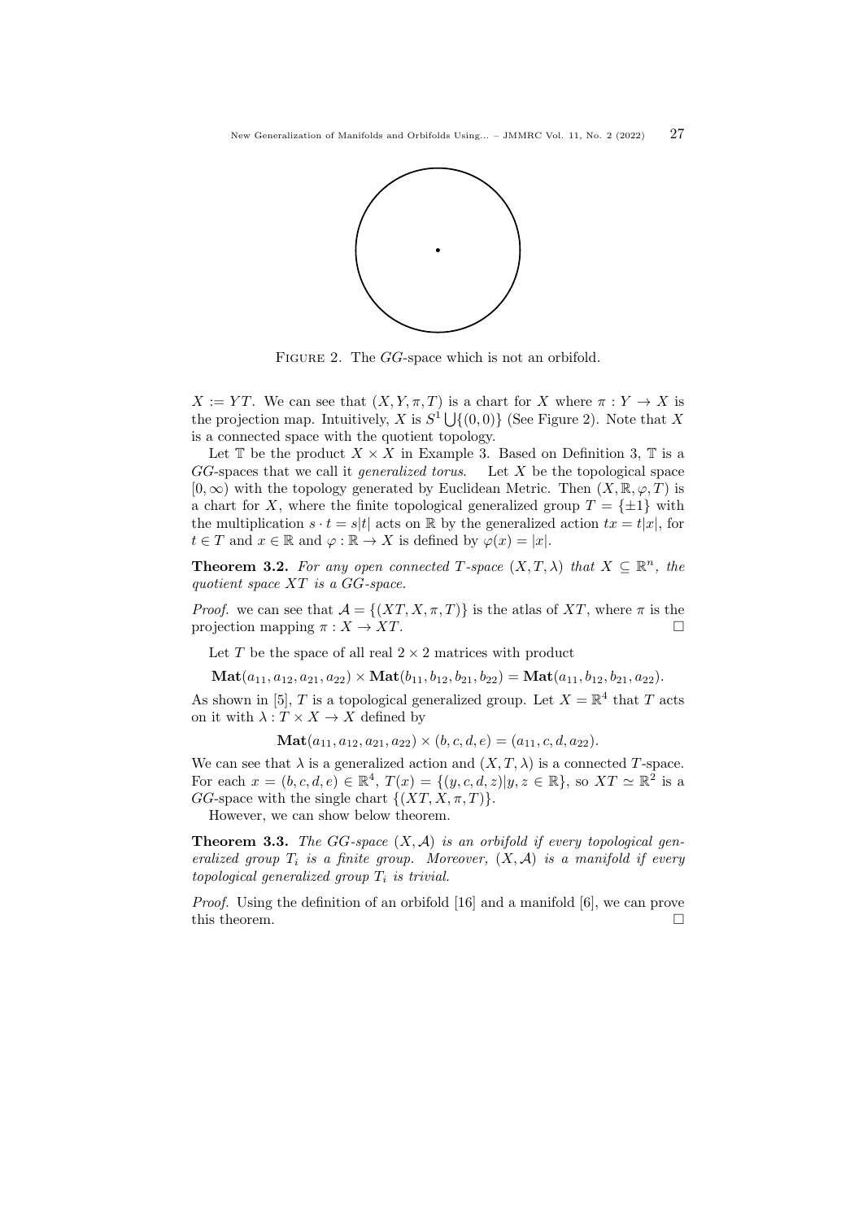FIGURE 2. The $GG$-space which is not an orbifold.

$X := YT$. We can see that $(X, Y, \pi, T)$ is a chart for $X$ where $\pi : Y \to X$ is the projection map. Intuitively, $X$ is $S^1 \bigcup \{(0, 0)\}$ (See Figure 2). Note that $X$ is a connected space with the quotient topology.

Let $\mathbb{T}$ be the product $X \times X$ in Example 3. Based on Definition 3, $\mathbb{T}$ is a $GG$-spaces that we call it *generalized torus*. Let $X$ be the topological space $[0, \infty)$ with the topology generated by Euclidean Metric. Then $(X, \mathbb{R}, \varphi, T)$ is a chart for $X$, where the finite topological generalized group $T = \{\pm 1\}$ with the multiplication $s \cdot t = s|t|$ acts on $\mathbb{R}$ by the generalized action $tx = t|x|$, for $t \in T$ and $x \in \mathbb{R}$ and $\varphi : \mathbb{R} \to X$ is defined by $\varphi(x) = |x|$.

**Theorem 3.2.** *For any open connected $T$-space $(X, T, \lambda)$ that $X \subseteq \mathbb{R}^n$, the quotient space $XT$ is a $GG$-space.*

*Proof.* we can see that $\mathcal{A} = \{(XT, X, \pi, T)\}$ is the atlas of $XT$, where $\pi$ is the projection mapping $\pi : X \to XT$. □

Let $T$ be the space of all real $2 \times 2$ matrices with product

$$\mathbf{Mat}(a_{11}, a_{12}, a_{21}, a_{22}) \times \mathbf{Mat}(b_{11}, b_{12}, b_{21}, b_{22}) = \mathbf{Mat}(a_{11}, b_{12}, b_{21}, a_{22}).$$

As shown in [5], $T$ is a topological generalized group. Let $X = \mathbb{R}^4$ that $T$ acts on it with $\lambda : T \times X \to X$ defined by

$$\mathbf{Mat}(a_{11}, a_{12}, a_{21}, a_{22}) \times (b, c, d, e) = (a_{11}, c, d, a_{22}).$$

We can see that $\lambda$ is a generalized action and $(X, T, \lambda)$ is a connected $T$-space. For each $x = (b, c, d, e) \in \mathbb{R}^4$, $T(x) = \{(y, c, d, z) | y, z \in \mathbb{R}\}$, so $XT \simeq \mathbb{R}^2$ is a $GG$-space with the single chart $\{(XT, X, \pi, T)\}$.

However, we can show below theorem.

**Theorem 3.3.** *The $GG$-space $(X, \mathcal{A})$ is an orbifold if every topological generalized group $T_i$ is a finite group. Moreover, $(X, \mathcal{A})$ is a manifold if every topological generalized group $T_i$ is trivial.*

*Proof.* Using the definition of an orbifold [16] and a manifold [6], we can prove this theorem. □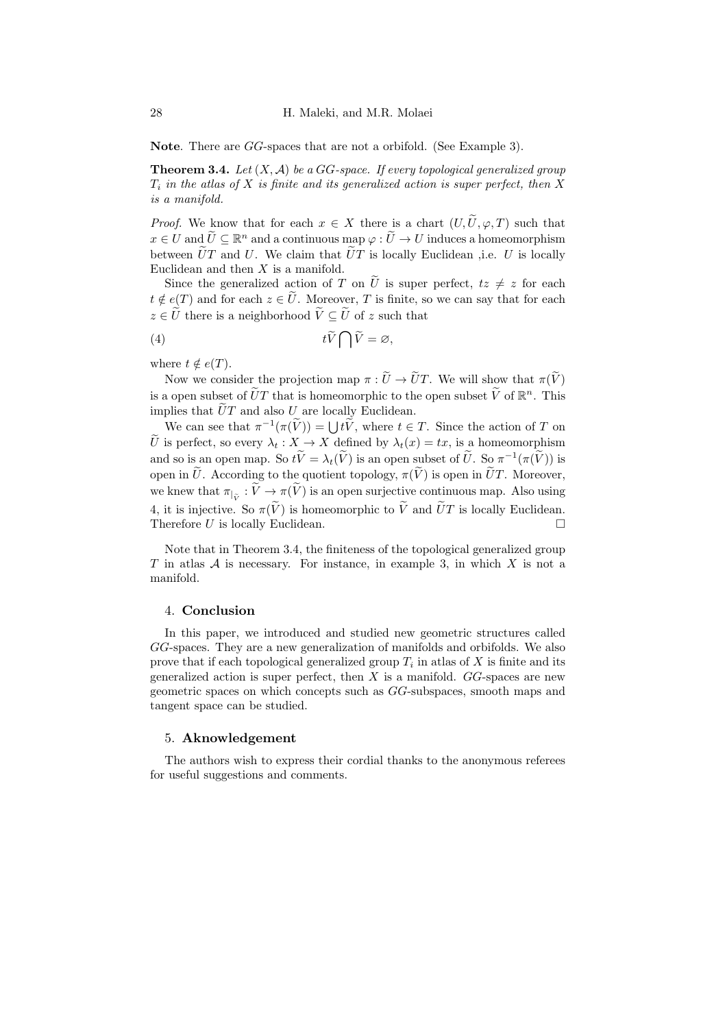**Note**. There are $GG$-spaces that are not a orbifold. (See Example 3).

**Theorem 3.4.** *Let $(X, \mathcal{A})$ be a $GG$-space. If every topological generalized group $T_i$ in the atlas of $X$ is finite and its generalized action is super perfect, then $X$ is a manifold.*

*Proof.* We know that for each $x \in X$ there is a chart $(U, \widetilde{U}, \varphi, T)$ such that $x \in U$ and $\widetilde{U} \subseteq \mathbb{R}^n$ and a continuous map $\varphi : \widetilde{U} \to U$ induces a homeomorphism between $\widetilde{U}T$ and $U$. We claim that $\widetilde{U}T$ is locally Euclidean ,i.e. $U$ is locally Euclidean and then $X$ is a manifold.

Since the generalized action of $T$ on $\widetilde{U}$ is super perfect, $tz \neq z$ for each $t \notin e(T)$ and for each $z \in \widetilde{U}$. Moreover, $T$ is finite, so we can say that for each $z \in \widetilde{U}$ there is a neighborhood $\widetilde{V} \subseteq \widetilde{U}$ of $z$ such that

$$t\widetilde{V} \bigcap \widetilde{V} = \varnothing, \tag{4}$$

where $t \notin e(T)$.

Now we consider the projection map $\pi : \widetilde{U} \to \widetilde{U}T$. We will show that $\pi(\widetilde{V})$ is a open subset of $\widetilde{U}T$ that is homeomorphic to the open subset $\widetilde{V}$ of $\mathbb{R}^n$. This implies that $\widetilde{U}T$ and also $U$ are locally Euclidean.

We can see that $\pi^{-1}(\pi(\widetilde{V})) = \bigcup t\widetilde{V}$, where $t \in T$. Since the action of $T$ on $\widetilde{U}$ is perfect, so every $\lambda_t : X \to X$ defined by $\lambda_t(x) = tx$, is a homeomorphism and so is an open map. So $t\widetilde{V} = \lambda_t(\widetilde{V})$ is an open subset of $\widetilde{U}$. So $\pi^{-1}(\pi(\widetilde{V}))$ is open in $\widetilde{U}$. According to the quotient topology, $\pi(\widetilde{V})$ is open in $\widetilde{U}T$. Moreover, we knew that $\pi_{|_{\widetilde{V}}} : \widetilde{V} \to \pi(\widetilde{V})$ is an open surjective continuous map. Also using 4, it is injective. So $\pi(\widetilde{V})$ is homeomorphic to $\widetilde{V}$ and $\widetilde{U}T$ is locally Euclidean. Therefore $U$ is locally Euclidean. □

Note that in Theorem 3.4, the finiteness of the topological generalized group $T$ in atlas $\mathcal{A}$ is necessary. For instance, in example 3, in which $X$ is not a manifold.

## 4. Conclusion

In this paper, we introduced and studied new geometric structures called $GG$-spaces. They are a new generalization of manifolds and orbifolds. We also prove that if each topological generalized group $T_i$ in atlas of $X$ is finite and its generalized action is super perfect, then $X$ is a manifold. $GG$-spaces are new geometric spaces on which concepts such as $GG$-subspaces, smooth maps and tangent space can be studied.

## 5. Aknowledgement

The authors wish to express their cordial thanks to the anonymous referees for useful suggestions and comments.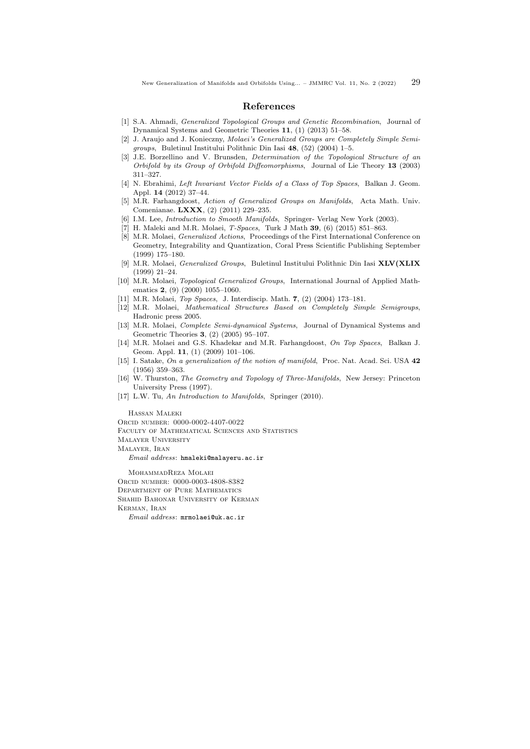## References

[1] S.A. Ahmadi, *Generalized Topological Groups and Genetic Recombination*, Journal of Dynamical Systems and Geometric Theories **11**, (1) (2013) 51–58.

[2] J. Araujo and J. Konieczny, *Molaei's Generalized Groups are Completely Simple Semigroups*, Buletinul Institului Polithnic Din Iasi **48**, (52) (2004) 1–5.

[3] J.E. Borzellino and V. Brunsden, *Determination of the Topological Structure of an Orbifold by its Group of Orbifold Diffeomorphisms*, Journal of Lie Theory **13** (2003) 311–327.

[4] N. Ebrahimi, *Left Invariant Vector Fields of a Class of Top Spaces*, Balkan J. Geom. Appl. **14** (2012) 37–44.

[5] M.R. Farhangdoost, *Action of Generalized Groups on Manifolds*, Acta Math. Univ. Comenianae. **LXXX**, (2) (2011) 229–235.

[6] I.M. Lee, *Introduction to Smooth Manifolds*, Springer- Verlag New York (2003).

[7] H. Maleki and M.R. Molaei, *T-Spaces*, Turk J Math **39**, (6) (2015) 851–863.

[8] M.R. Molaei, *Generalized Actions*, Proceedings of the First International Conference on Geometry, Integrability and Quantization, Coral Press Scientific Publishing September (1999) 175–180.

[9] M.R. Molaei, *Generalized Groups*, Buletinul Institului Polithnic Din Iasi **XLV(XLIX** (1999) 21–24.

[10] M.R. Molaei, *Topological Generalized Groups*, International Journal of Applied Mathematics **2**, (9) (2000) 1055–1060.

[11] M.R. Molaei, *Top Spaces*, J. Interdiscip. Math. **7**, (2) (2004) 173–181.

[12] M.R. Molaei, *Mathematical Structures Based on Completely Simple Semigroups*, Hadronic press 2005.

[13] M.R. Molaei, *Complete Semi-dynamical Systems*, Journal of Dynamical Systems and Geometric Theories **3**, (2) (2005) 95–107.

[14] M.R. Molaei and G.S. Khadekar and M.R. Farhangdoost, *On Top Spaces*, Balkan J. Geom. Appl. **11**, (1) (2009) 101–106.

[15] I. Satake, *On a generalization of the notion of manifold*, Proc. Nat. Acad. Sci. USA **42** (1956) 359–363.

[16] W. Thurston, *The Geometry and Topology of Three-Manifolds*, New Jersey: Princeton University Press (1997).

[17] L.W. Tu, *An Introduction to Manifolds*, Springer (2010).

Hassan Maleki
Orcid number: 0000-0002-4407-0022
Faculty of Mathematical Sciences and Statistics
Malayer University
Malayer, Iran
*Email address*: hmaleki@malayeru.ac.ir

MohammadReza Molaei
Orcid number: 0000-0003-4808-8382
Department of Pure Mathematics
Shahid Bahonar University of Kerman
Kerman, Iran
*Email address*: mrmolaei@uk.ac.ir